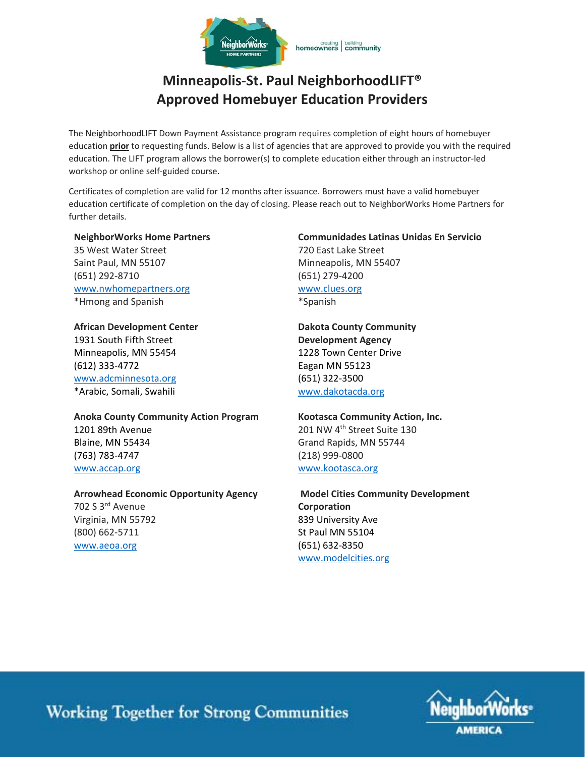# Minneapolis-St. Paul NeighborhoodLIFT®
# Approved Homebuyer Education Providers

The NeighborhoodLIFT Down Payment Assistance program requires completion of eight hours of homebuyer education **prior** to requesting funds. Below is a list of agencies that are approved to provide you with the required education. The LIFT program allows the borrower(s) to complete education either through an instructor-led workshop or online self-guided course.

Certificates of completion are valid for 12 months after issuance. Borrowers must have a valid homebuyer education certificate of completion on the day of closing. Please reach out to NeighborWorks Home Partners for further details.

**NeighborWorks Home Partners**
35 West Water Street
Saint Paul, MN 55107
(651) 292-8710
www.nwhomepartners.org
*Hmong and Spanish

**African Development Center**
1931 South Fifth Street
Minneapolis, MN 55454
(612) 333-4772
www.adcminnesota.org
*Arabic, Somali, Swahili

**Anoka County Community Action Program**
1201 89th Avenue
Blaine, MN 55434
(763) 783-4747
www.accap.org

**Arrowhead Economic Opportunity Agency**
702 S 3rd Avenue
Virginia, MN 55792
(800) 662-5711
www.aeoa.org

**Communidades Latinas Unidas En Servicio**
720 East Lake Street
Minneapolis, MN 55407
(651) 279-4200
www.clues.org
*Spanish

**Dakota County Community Development Agency**
1228 Town Center Drive
Eagan MN 55123
(651) 322-3500
www.dakotacda.org

**Kootasca Community Action, Inc.**
201 NW 4th Street Suite 130
Grand Rapids, MN 55744
(218) 999-0800
www.kootasca.org

**Model Cities Community Development Corporation**
839 University Ave
St Paul MN 55104
(651) 632-8350
www.modelcities.org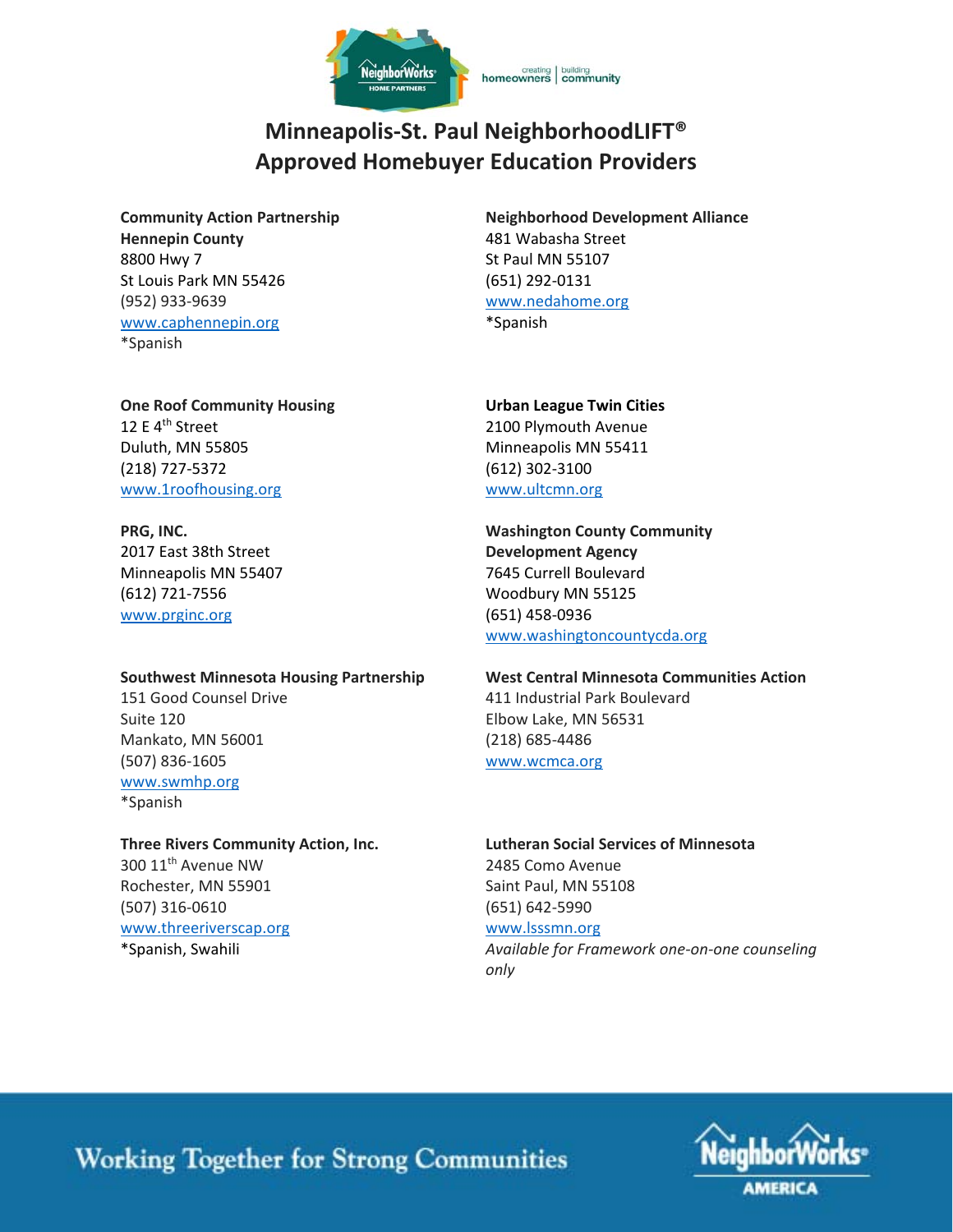# Minneapolis-St. Paul NeighborhoodLIFT®
# Approved Homebuyer Education Providers

**Community Action Partnership Hennepin County**
8800 Hwy 7
St Louis Park MN 55426
(952) 933-9639
www.caphennepin.org
*Spanish

**One Roof Community Housing**
12 E 4th Street
Duluth, MN 55805
(218) 727-5372
www.1roofhousing.org

**PRG, INC.**
2017 East 38th Street
Minneapolis MN 55407
(612) 721-7556
www.prginc.org

**Southwest Minnesota Housing Partnership**
151 Good Counsel Drive
Suite 120
Mankato, MN 56001
(507) 836-1605
www.swmhp.org
*Spanish

**Three Rivers Community Action, Inc.**
300 11th Avenue NW
Rochester, MN 55901
(507) 316-0610
www.threeriverscap.org
*Spanish, Swahili

**Neighborhood Development Alliance**
481 Wabasha Street
St Paul MN 55107
(651) 292-0131
www.nedahome.org
*Spanish

**Urban League Twin Cities**
2100 Plymouth Avenue
Minneapolis MN 55411
(612) 302-3100
www.ultcmn.org

**Washington County Community Development Agency**
7645 Currell Boulevard
Woodbury MN 55125
(651) 458-0936
www.washingtoncountycda.org

**West Central Minnesota Communities Action**
411 Industrial Park Boulevard
Elbow Lake, MN 56531
(218) 685-4486
www.wcmca.org

**Lutheran Social Services of Minnesota**
2485 Como Avenue
Saint Paul, MN 55108
(651) 642-5990
www.lsssmn.org
*Available for Framework one-on-one counseling only*

Working Together for Strong Communities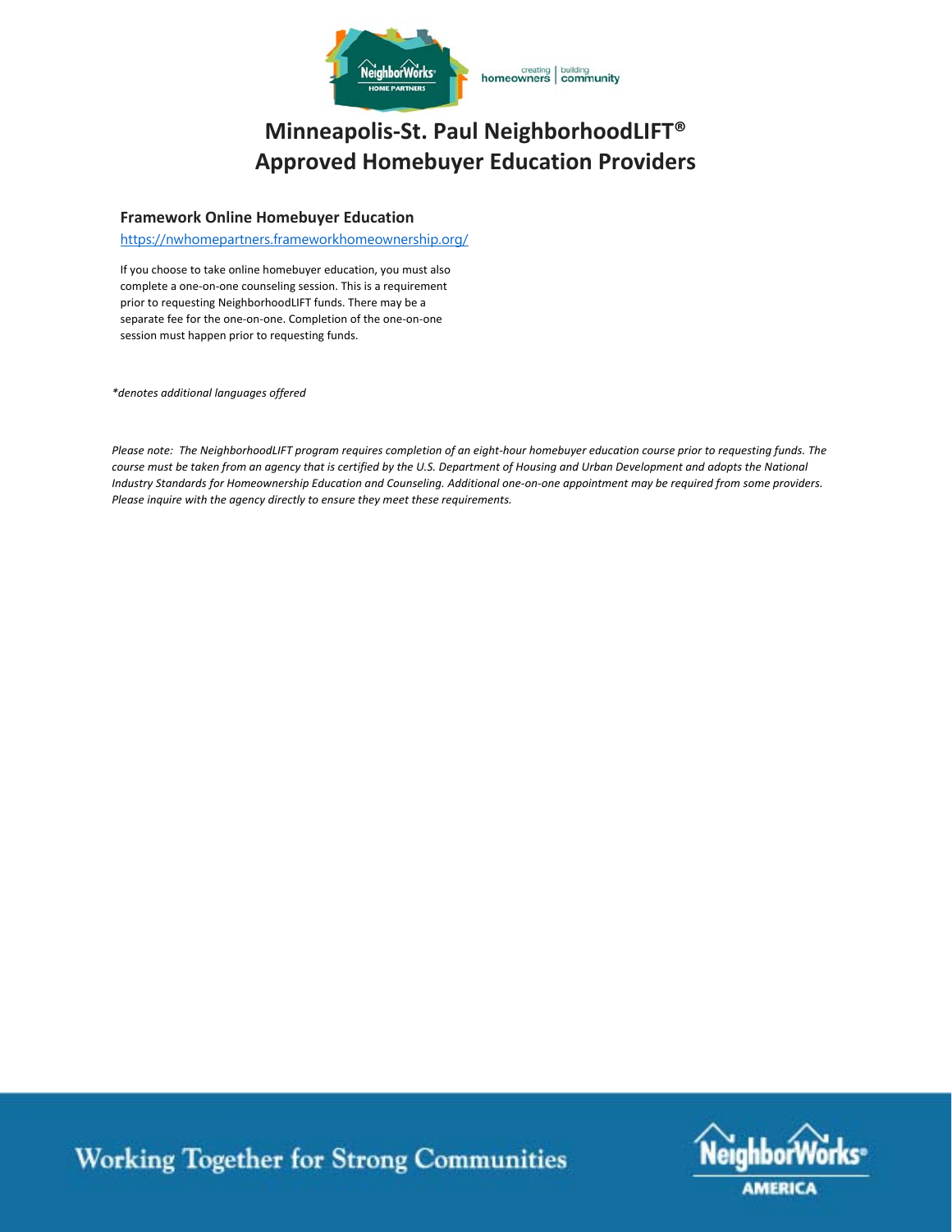# Minneapolis-St. Paul NeighborhoodLIFT® Approved Homebuyer Education Providers

### Framework Online Homebuyer Education

https://nwhomepartners.frameworkhomeownership.org/

If you choose to take online homebuyer education, you must also complete a one-on-one counseling session. This is a requirement prior to requesting NeighborhoodLIFT funds. There may be a separate fee for the one-on-one. Completion of the one-on-one session must happen prior to requesting funds.

*\*denotes additional languages offered*

*Please note: The NeighborhoodLIFT program requires completion of an eight-hour homebuyer education course prior to requesting funds. The course must be taken from an agency that is certified by the U.S. Department of Housing and Urban Development and adopts the National Industry Standards for Homeownership Education and Counseling. Additional one-on-one appointment may be required from some providers. Please inquire with the agency directly to ensure they meet these requirements.*